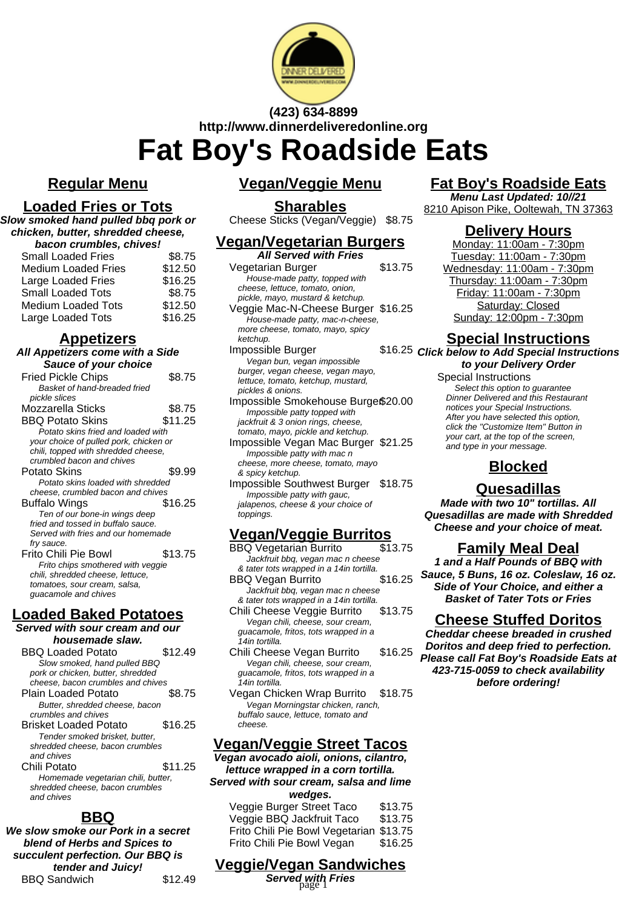**(423) 634-8899**
**http://www.dinnerdeliveredonline.org**

# Fat Boy's Roadside Eats

## Regular Menu

### Loaded Fries or Tots

***Slow smoked hand pulled bbq pork or chicken, butter, shredded cheese, bacon crumbles, chives!***

| Item | Price |
|---|---|
| Small Loaded Fries | $8.75 |
| Medium Loaded Fries | $12.50 |
| Large Loaded Fries | $16.25 |
| Small Loaded Tots | $8.75 |
| Medium Loaded Tots | $12.50 |
| Large Loaded Tots | $16.25 |

### Appetizers

***All Appetizers come with a Side Sauce of your choice***

Fried Pickle Chips — $8.75
*Basket of hand-breaded fried pickle slices*

Mozzarella Sticks — $8.75

BBQ Potato Skins — $11.25
*Potato skins fried and loaded with your choice of pulled pork, chicken or chili, topped with shredded cheese, crumbled bacon and chives*

Potato Skins — $9.99
*Potato skins loaded with shredded cheese, crumbled bacon and chives*

Buffalo Wings — $16.25
*Ten of our bone-in wings deep fried and tossed in buffalo sauce. Served with fries and our homemade fry sauce.*

Frito Chili Pie Bowl — $13.75
*Frito chips smothered with veggie chili, shredded cheese, lettuce, tomatoes, sour cream, salsa, guacamole and chives*

### Loaded Baked Potatoes

***Served with sour cream and our housemade slaw.***

BBQ Loaded Potato — $12.49
*Slow smoked, hand pulled BBQ pork or chicken, butter, shredded cheese, bacon crumbles and chives*

Plain Loaded Potato — $8.75
*Butter, shredded cheese, bacon crumbles and chives*

Brisket Loaded Potato — $16.25
*Tender smoked brisket, butter, shredded cheese, bacon crumbles and chives*

Chili Potato — $11.25
*Homemade vegetarian chili, butter, shredded cheese, bacon crumbles and chives*

### BBQ

***We slow smoke our Pork in a secret blend of Herbs and Spices to succulent perfection. Our BBQ is tender and Juicy!***

BBQ Sandwich — $12.49

## Vegan/Veggie Menu

### Sharables

Cheese Sticks (Vegan/Veggie) — $8.75

### Vegan/Vegetarian Burgers

***All Served with Fries***

Vegetarian Burger — $13.75
*House-made patty, topped with cheese, lettuce, tomato, onion, pickle, mayo, mustard & ketchup.*

Veggie Mac-N-Cheese Burger — $16.25
*House-made patty, mac-n-cheese, more cheese, tomato, mayo, spicy ketchup.*

Impossible Burger — $16.25
*Vegan bun, vegan impossible burger, vegan cheese, vegan mayo, lettuce, tomato, ketchup, mustard, pickles & onions.*

Impossible Smokehouse Burger — $20.00
*Impossible patty topped with jackfruit & 3 onion rings, cheese, tomato, mayo, pickle and ketchup.*

Impossible Vegan Mac Burger — $21.25
*Impossible patty with mac n cheese, more cheese, tomato, mayo & spicy ketchup.*

Impossible Southwest Burger — $18.75
*Impossible patty with gauc, jalapenos, cheese & your choice of toppings.*

### Vegan/Veggie Burritos

BBQ Vegetarian Burrito — $13.75
*Jackfruit bbq, vegan mac n cheese & tater tots wrapped in a 14in tortilla.*

BBQ Vegan Burrito — $16.25
*Jackfruit bbq, vegan mac n cheese & tater tots wrapped in a 14in tortilla.*

Chili Cheese Veggie Burrito — $13.75
*Vegan chili, cheese, sour cream, guacamole, fritos, tots wrapped in a 14in tortilla.*

Chili Cheese Vegan Burrito — $16.25
*Vegan chili, cheese, sour cream, guacamole, fritos, tots wrapped in a 14in tortilla.*

Vegan Chicken Wrap Burrito — $18.75
*Vegan Morningstar chicken, ranch, buffalo sauce, lettuce, tomato and cheese.*

### Vegan/Veggie Street Tacos

***Vegan avocado aioli, onions, cilantro, lettuce wrapped in a corn tortilla. Served with sour cream, salsa and lime wedges.***

| Item | Price |
|---|---|
| Veggie Burger Street Taco | $13.75 |
| Veggie BBQ Jackfruit Taco | $13.75 |
| Frito Chili Pie Bowl Vegetarian | $13.75 |
| Frito Chili Pie Bowl Vegan | $16.25 |

### Veggie/Vegan Sandwiches

***Served with Fries***

## Fat Boy's Roadside Eats

***Menu Last Updated: 10//21***
8210 Apison Pike, Ooltewah, TN 37363

### Delivery Hours

Monday: 11:00am - 7:30pm
Tuesday: 11:00am - 7:30pm
Wednesday: 11:00am - 7:30pm
Thursday: 11:00am - 7:30pm
Friday: 11:00am - 7:30pm
Saturday: Closed
Sunday: 12:00pm - 7:30pm

### Special Instructions

***Click below to Add Special Instructions to your Delivery Order***

Special Instructions
*Select this option to guarantee Dinner Delivered and this Restaurant notices your Special Instructions. After you have selected this option, click the "Customize Item" Button in your cart, at the top of the screen, and type in your message.*

### Blocked

### Quesadillas

***Made with two 10" tortillas. All Quesadillas are made with Shredded Cheese and your choice of meat.***

### Family Meal Deal

***1 and a Half Pounds of BBQ with Sauce, 5 Buns, 16 oz. Coleslaw, 16 oz. Side of Your Choice, and either a Basket of Tater Tots or Fries***

### Cheese Stuffed Doritos

***Cheddar cheese breaded in crushed Doritos and deep fried to perfection. Please call Fat Boy's Roadside Eats at 423-715-0059 to check availability before ordering!***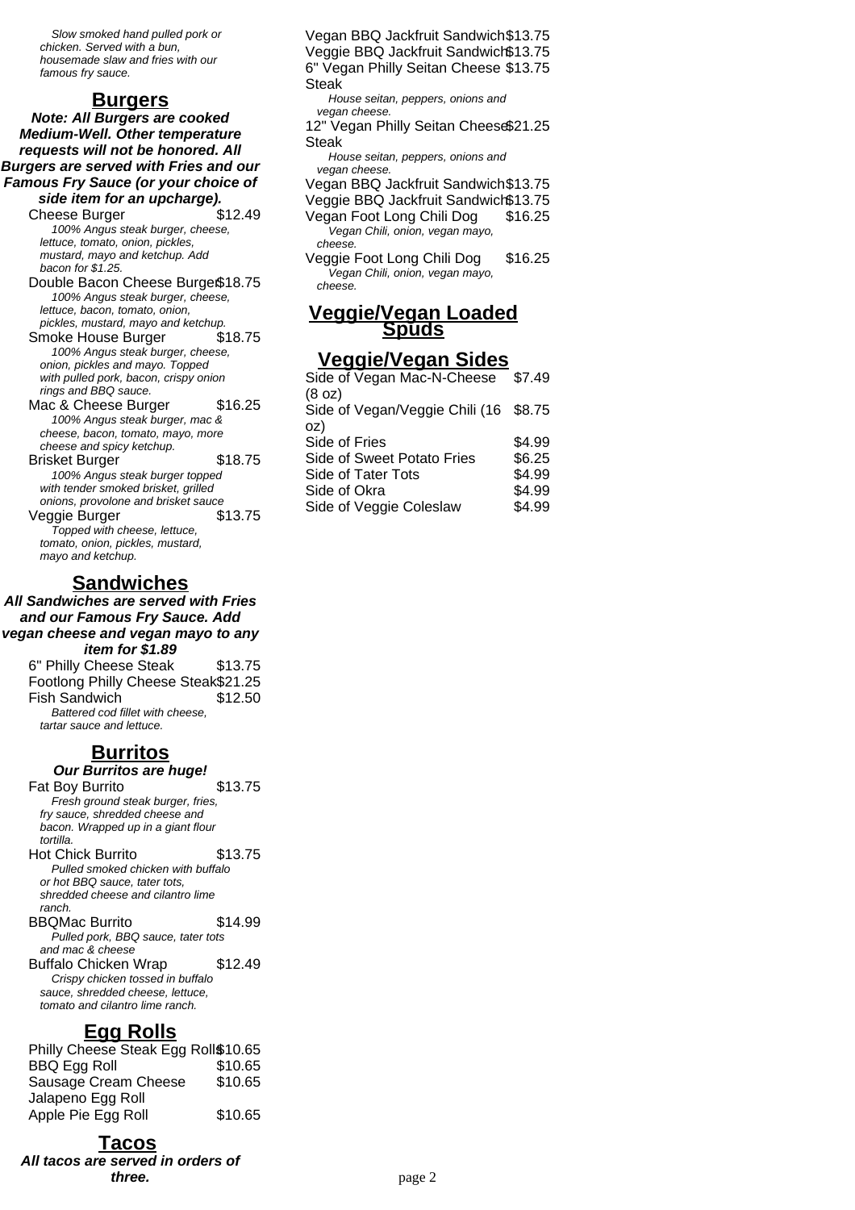*Slow smoked hand pulled pork or chicken. Served with a bun, housemade slaw and fries with our famous fry sauce.*

## Burgers

***Note: All Burgers are cooked Medium-Well. Other temperature requests will not be honored. All Burgers are served with Fries and our Famous Fry Sauce (or your choice of side item for an upcharge).***

Cheese Burger $12.49
*100% Angus steak burger, cheese, lettuce, tomato, onion, pickles, mustard, mayo and ketchup. Add bacon for $1.25.*

Double Bacon Cheese Burger $18.75
*100% Angus steak burger, cheese, lettuce, bacon, tomato, onion, pickles, mustard, mayo and ketchup.*

Smoke House Burger $18.75
*100% Angus steak burger, cheese, onion, pickles and mayo. Topped with pulled pork, bacon, crispy onion rings and BBQ sauce.*

Mac & Cheese Burger $16.25
*100% Angus steak burger, mac & cheese, bacon, tomato, mayo, more cheese and spicy ketchup.*

Brisket Burger $18.75
*100% Angus steak burger topped with tender smoked brisket, grilled onions, provolone and brisket sauce*

Veggie Burger $13.75
*Topped with cheese, lettuce, tomato, onion, pickles, mustard, mayo and ketchup.*

## Sandwiches

***All Sandwiches are served with Fries and our Famous Fry Sauce. Add vegan cheese and vegan mayo to any item for $1.89***

6" Philly Cheese Steak $13.75

Footlong Philly Cheese Steak $21.25

Fish Sandwich $12.50
*Battered cod fillet with cheese, tartar sauce and lettuce.*

## Burritos

***Our Burritos are huge!***

Fat Boy Burrito $13.75
*Fresh ground steak burger, fries, fry sauce, shredded cheese and bacon. Wrapped up in a giant flour tortilla.*

Hot Chick Burrito $13.75
*Pulled smoked chicken with buffalo or hot BBQ sauce, tater tots, shredded cheese and cilantro lime ranch.*

BBQMac Burrito $14.99
*Pulled pork, BBQ sauce, tater tots and mac & cheese*

Buffalo Chicken Wrap $12.49
*Crispy chicken tossed in buffalo sauce, shredded cheese, lettuce, tomato and cilantro lime ranch.*

## Egg Rolls

Philly Cheese Steak Egg Roll $10.65

BBQ Egg Roll $10.65

Sausage Cream Cheese Jalapeno Egg Roll $10.65

Apple Pie Egg Roll $10.65

## Tacos

***All tacos are served in orders of three.***

Vegan BBQ Jackfruit Sandwich $13.75

Veggie BBQ Jackfruit Sandwich $13.75

6" Vegan Philly Seitan Cheese Steak $13.75
*House seitan, peppers, onions and vegan cheese.*

12" Vegan Philly Seitan Cheese Steak $21.25
*House seitan, peppers, onions and vegan cheese.*

Vegan BBQ Jackfruit Sandwich $13.75

Veggie BBQ Jackfruit Sandwich $13.75

Vegan Foot Long Chili Dog $16.25
*Vegan Chili, onion, vegan mayo, cheese.*

Veggie Foot Long Chili Dog $16.25
*Vegan Chili, onion, vegan mayo, cheese.*

## Veggie/Vegan Loaded Spuds

## Veggie/Vegan Sides

| Item | Price |
|---|---|
| Side of Vegan Mac-N-Cheese (8 oz) | $7.49 |
| Side of Vegan/Veggie Chili (16 oz) | $8.75 |
| Side of Fries | $4.99 |
| Side of Sweet Potato Fries | $6.25 |
| Side of Tater Tots | $4.99 |
| Side of Okra | $4.99 |
| Side of Veggie Coleslaw | $4.99 |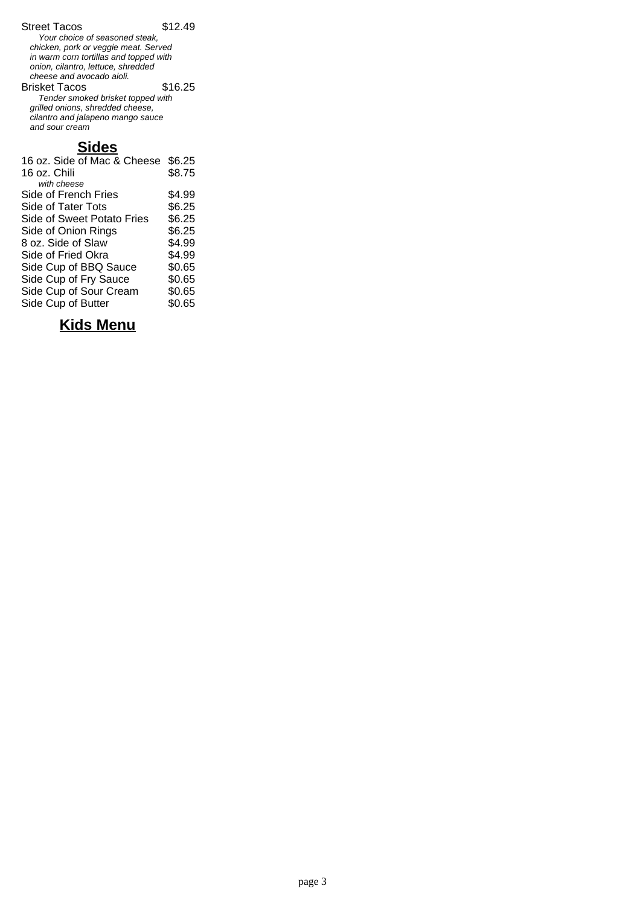Street Tacos $12.49

*Your choice of seasoned steak, chicken, pork or veggie meat. Served in warm corn tortillas and topped with onion, cilantro, lettuce, shredded cheese and avocado aioli.*

Brisket Tacos $16.25

*Tender smoked brisket topped with grilled onions, shredded cheese, cilantro and jalapeno mango sauce and sour cream*

## Sides

| | |
|---|---|
| 16 oz. Side of Mac & Cheese | $6.25 |
| 16 oz. Chili *with cheese* | $8.75 |
| Side of French Fries | $4.99 |
| Side of Tater Tots | $6.25 |
| Side of Sweet Potato Fries | $6.25 |
| Side of Onion Rings | $6.25 |
| 8 oz. Side of Slaw | $4.99 |
| Side of Fried Okra | $4.99 |
| Side Cup of BBQ Sauce | $0.65 |
| Side Cup of Fry Sauce | $0.65 |
| Side Cup of Sour Cream | $0.65 |
| Side Cup of Butter | $0.65 |

## Kids Menu